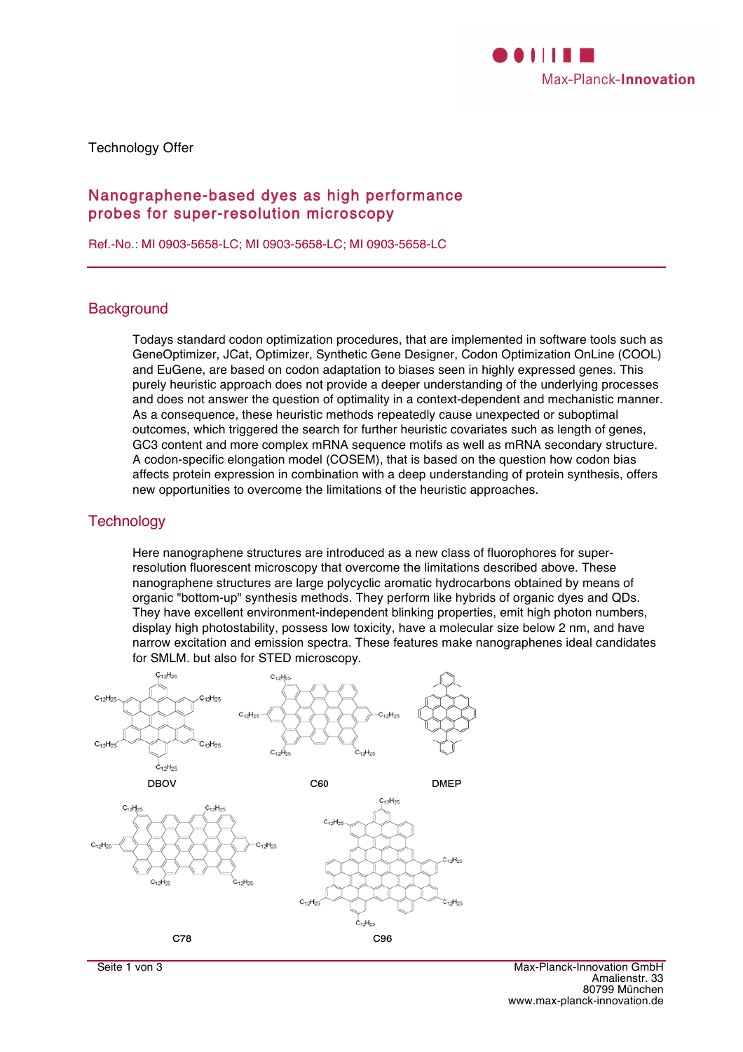Technology Offer

# Nanographene-based dyes as high performance probes for super-resolution microscopy

Ref.-No.: MI 0903-5658-LC; MI 0903-5658-LC; MI 0903-5658-LC

## Background

Todays standard codon optimization procedures, that are implemented in software tools such as GeneOptimizer, JCat, Optimizer, Synthetic Gene Designer, Codon Optimization OnLine (COOL) and EuGene, are based on codon adaptation to biases seen in highly expressed genes. This purely heuristic approach does not provide a deeper understanding of the underlying processes and does not answer the question of optimality in a context-dependent and mechanistic manner. As a consequence, these heuristic methods repeatedly cause unexpected or suboptimal outcomes, which triggered the search for further heuristic covariates such as length of genes, GC3 content and more complex mRNA sequence motifs as well as mRNA secondary structure. A codon-specific elongation model (COSEM), that is based on the question how codon bias affects protein expression in combination with a deep understanding of protein synthesis, offers new opportunities to overcome the limitations of the heuristic approaches.

## Technology

Here nanographene structures are introduced as a new class of fluorophores for super-resolution fluorescent microscopy that overcome the limitations described above. These nanographene structures are large polycyclic aromatic hydrocarbons obtained by means of organic "bottom-up" synthesis methods. They perform like hybrids of organic dyes and QDs. They have excellent environment-independent blinking properties, emit high photon numbers, display high photostability, possess low toxicity, have a molecular size below 2 nm, and have narrow excitation and emission spectra. These features make nanographenes ideal candidates for SMLM. but also for STED microscopy.

DBOV C60 DMEP

C78 C96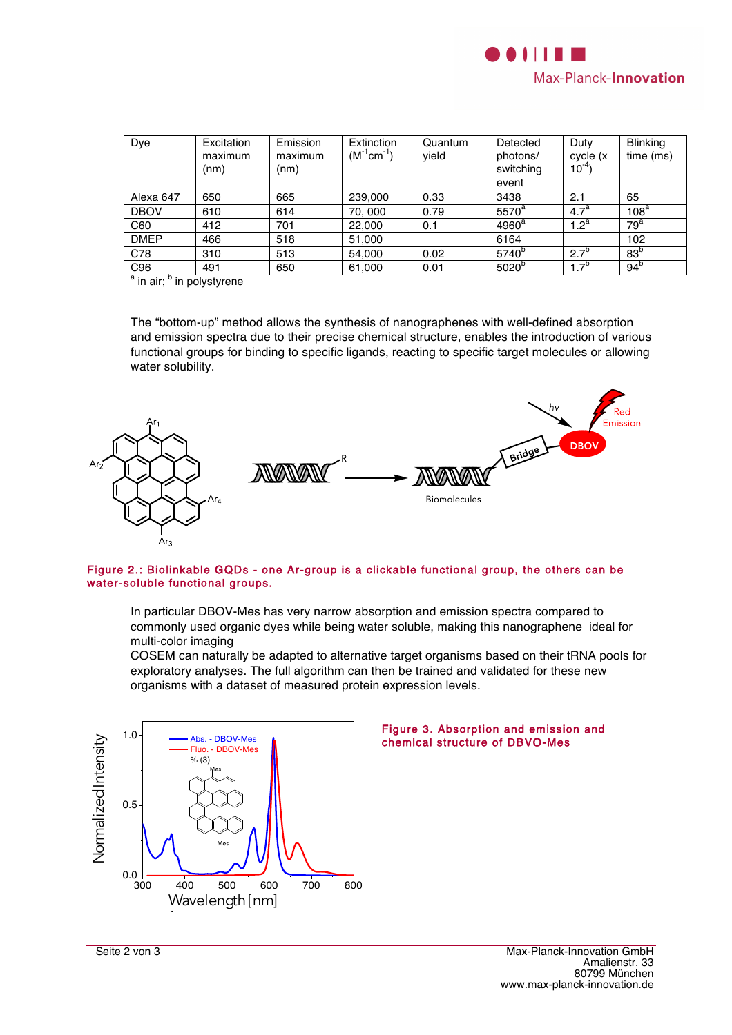| Dye | Excitation maximum (nm) | Emission maximum (nm) | Extinction ($M^{-1}cm^{-1}$) | Quantum yield | Detected photons/ switching event | Duty cycle (x $10^{-4}$) | Blinking time (ms) |
|---|---|---|---|---|---|---|---|
| Alexa 647 | 650 | 665 | 239,000 | 0.33 | 3438 | 2.1 | 65 |
| DBOV | 610 | 614 | 70, 000 | 0.79 | 5570[a] | 4.7[a] | 108[a] |
| C60 | 412 | 701 | 22,000 | 0.1 | 4960[a] | 1.2[a] | 79[a] |
| DMEP | 466 | 518 | 51,000 | | 6164 | | 102 |
| C78 | 310 | 513 | 54,000 | 0.02 | 5740[b] | 2.7[b] | 83[b] |
| C96 | 491 | 650 | 61,000 | 0.01 | 5020[b] | 1.7[b] | 94[b] |

[a] in air; [b] in polystyrene

The "bottom-up" method allows the synthesis of nanographenes with well-defined absorption and emission spectra due to their precise chemical structure, enables the introduction of various functional groups for binding to specific ligands, reacting to specific target molecules or allowing water solubility.

**Figure 2.: Biolinkable GQDs - one Ar-group is a clickable functional group, the others can be water-soluble functional groups.**

In particular DBOV-Mes has very narrow absorption and emission spectra compared to commonly used organic dyes while being water soluble, making this nanographene ideal for multi-color imaging

COSEM can naturally be adapted to alternative target organisms based on their tRNA pools for exploratory analyses. The full algorithm can then be trained and validated for these new organisms with a dataset of measured protein expression levels.

**Figure 3. Absorption and emission and chemical structure of DBVO-Mes**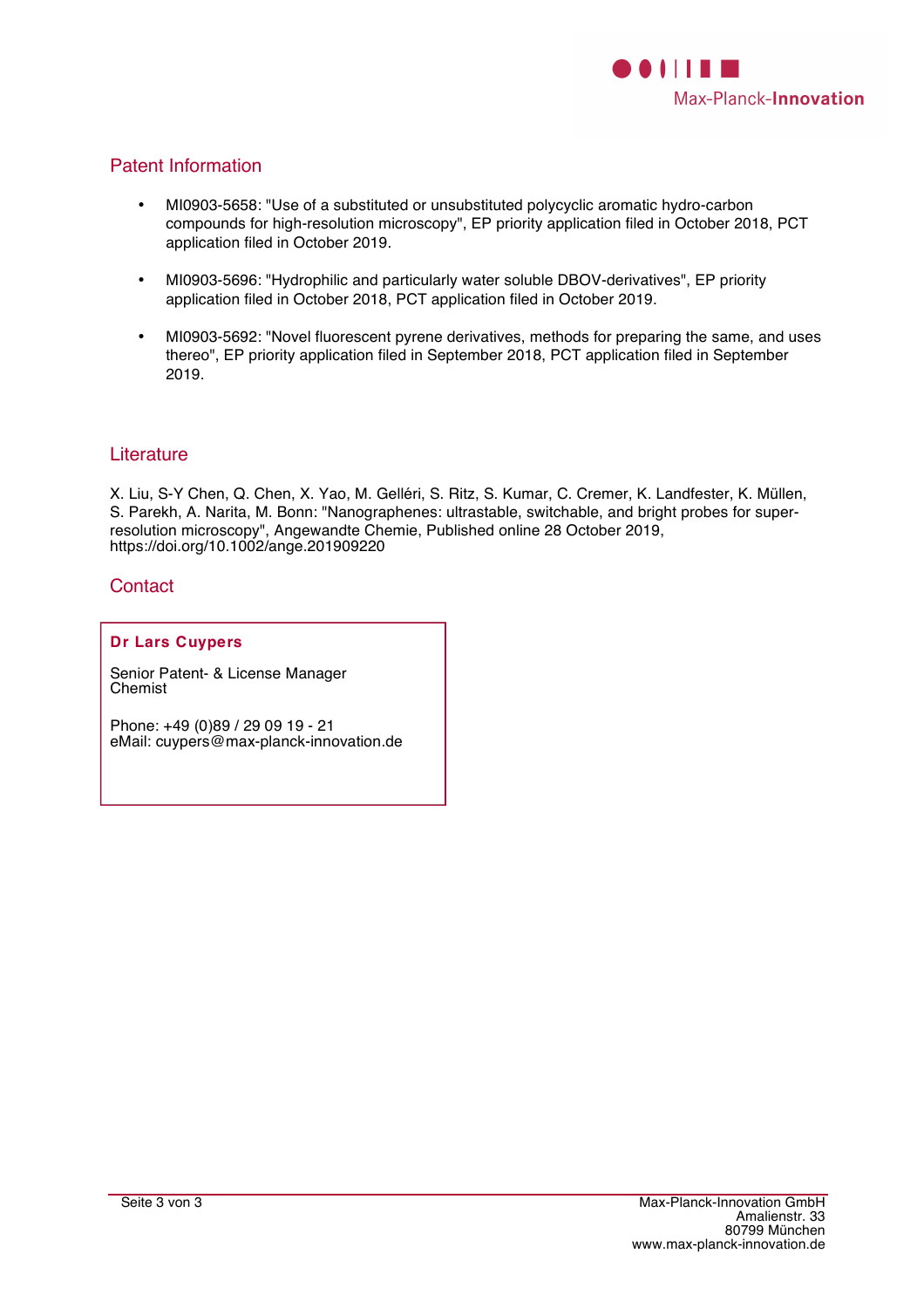## Patent Information

- MI0903-5658: "Use of a substituted or unsubstituted polycyclic aromatic hydro-carbon compounds for high-resolution microscopy", EP priority application filed in October 2018, PCT application filed in October 2019.
- MI0903-5696: "Hydrophilic and particularly water soluble DBOV-derivatives", EP priority application filed in October 2018, PCT application filed in October 2019.
- MI0903-5692: "Novel fluorescent pyrene derivatives, methods for preparing the same, and uses thereo", EP priority application filed in September 2018, PCT application filed in September 2019.

## Literature

X. Liu, S-Y Chen, Q. Chen, X. Yao, M. Gelléri, S. Ritz, S. Kumar, C. Cremer, K. Landfester, K. Müllen, S. Parekh, A. Narita, M. Bonn: "Nanographenes: ultrastable, switchable, and bright probes for super-resolution microscopy", Angewandte Chemie, Published online 28 October 2019, https://doi.org/10.1002/ange.201909220

## Contact

**Dr Lars Cuypers**

Senior Patent- & License Manager
Chemist

Phone: +49 (0)89 / 29 09 19 - 21
eMail: cuypers@max-planck-innovation.de

Max-Planck-Innovation GmbH
Amalienstr. 33
80799 München
www.max-planck-innovation.de